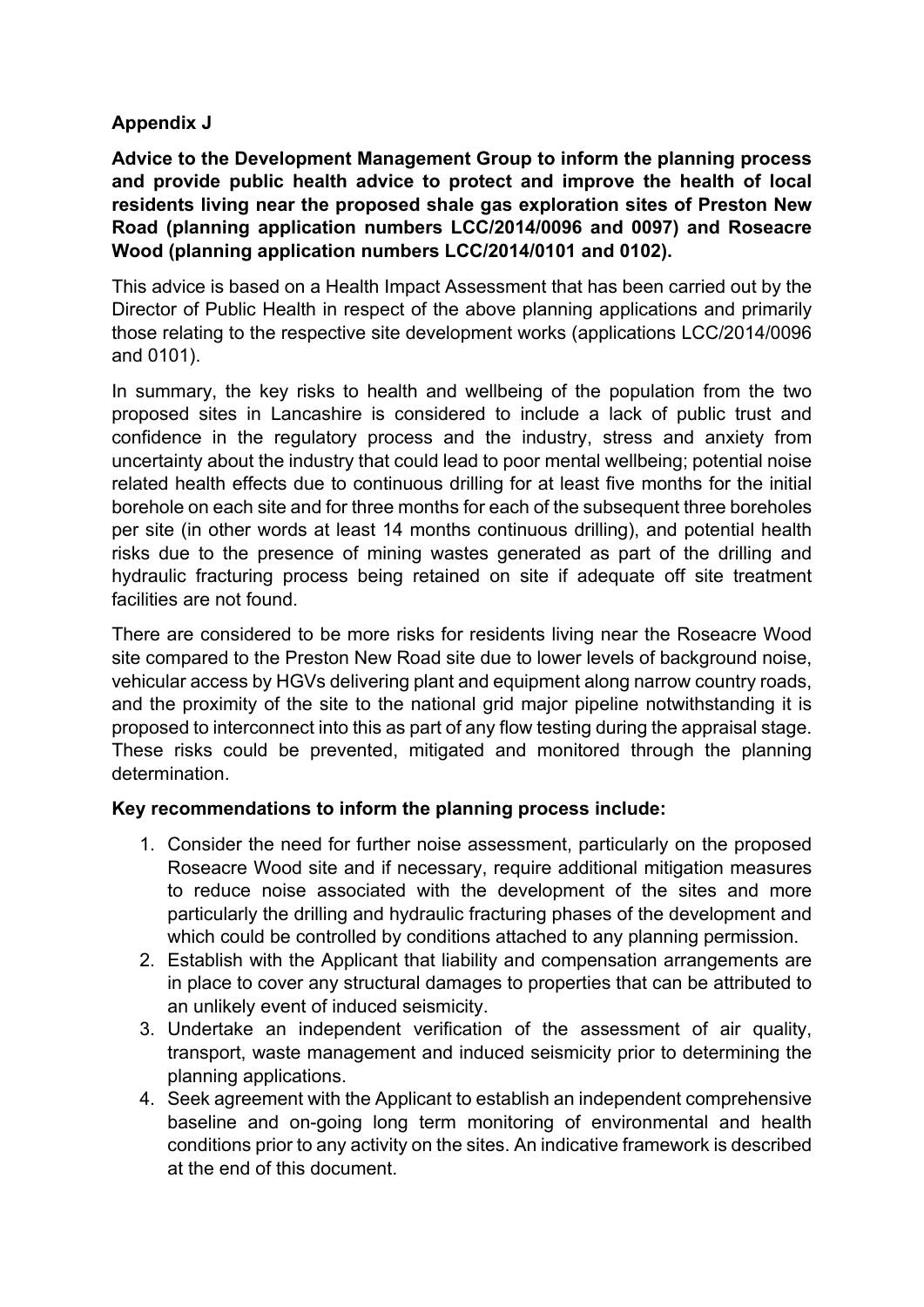**Appendix J**

**Advice to the Development Management Group to inform the planning process and provide public health advice to protect and improve the health of local residents living near the proposed shale gas exploration sites of Preston New Road (planning application numbers LCC/2014/0096 and 0097) and Roseacre Wood (planning application numbers LCC/2014/0101 and 0102).**

This advice is based on a Health Impact Assessment that has been carried out by the Director of Public Health in respect of the above planning applications and primarily those relating to the respective site development works (applications LCC/2014/0096 and 0101).

In summary, the key risks to health and wellbeing of the population from the two proposed sites in Lancashire is considered to include a lack of public trust and confidence in the regulatory process and the industry, stress and anxiety from uncertainty about the industry that could lead to poor mental wellbeing; potential noise related health effects due to continuous drilling for at least five months for the initial borehole on each site and for three months for each of the subsequent three boreholes per site (in other words at least 14 months continuous drilling), and potential health risks due to the presence of mining wastes generated as part of the drilling and hydraulic fracturing process being retained on site if adequate off site treatment facilities are not found.

There are considered to be more risks for residents living near the Roseacre Wood site compared to the Preston New Road site due to lower levels of background noise, vehicular access by HGVs delivering plant and equipment along narrow country roads, and the proximity of the site to the national grid major pipeline notwithstanding it is proposed to interconnect into this as part of any flow testing during the appraisal stage. These risks could be prevented, mitigated and monitored through the planning determination.

**Key recommendations to inform the planning process include:**

1. Consider the need for further noise assessment, particularly on the proposed Roseacre Wood site and if necessary, require additional mitigation measures to reduce noise associated with the development of the sites and more particularly the drilling and hydraulic fracturing phases of the development and which could be controlled by conditions attached to any planning permission.
2. Establish with the Applicant that liability and compensation arrangements are in place to cover any structural damages to properties that can be attributed to an unlikely event of induced seismicity.
3. Undertake an independent verification of the assessment of air quality, transport, waste management and induced seismicity prior to determining the planning applications.
4. Seek agreement with the Applicant to establish an independent comprehensive baseline and on-going long term monitoring of environmental and health conditions prior to any activity on the sites. An indicative framework is described at the end of this document.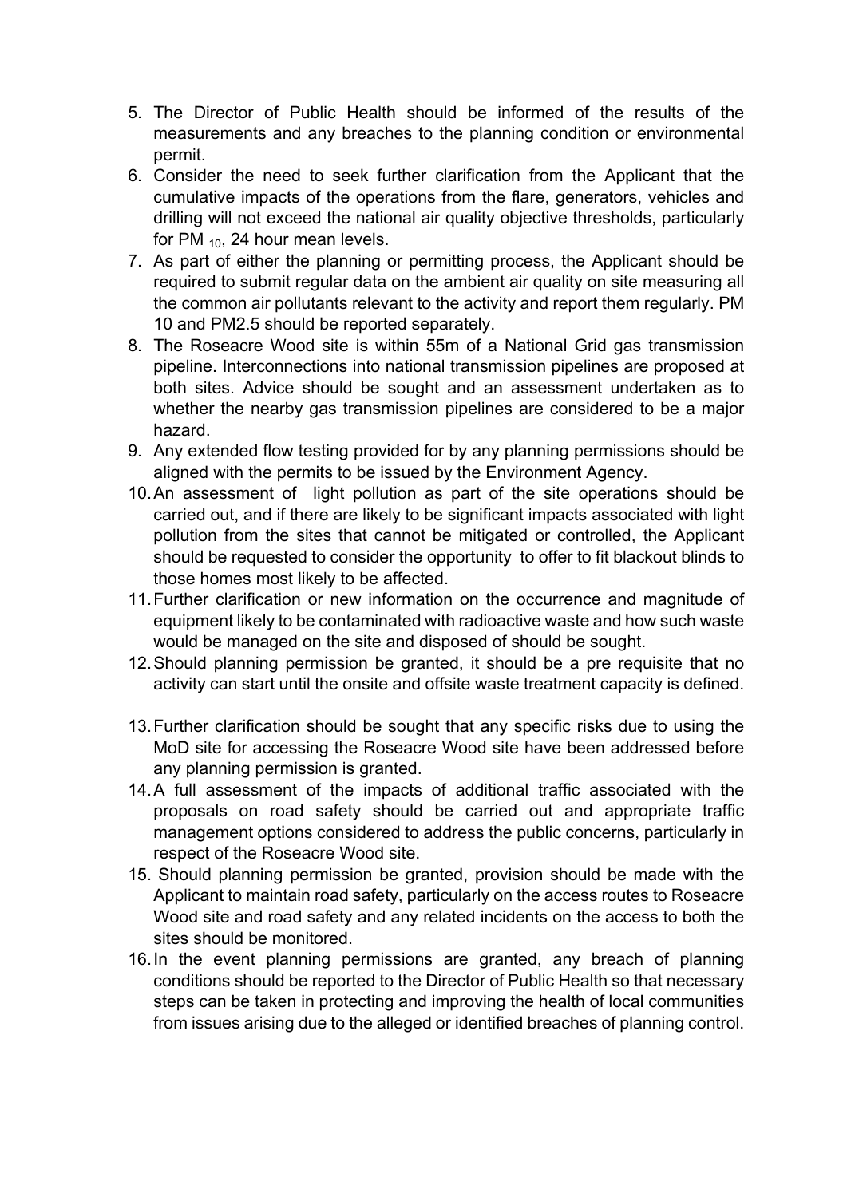5. The Director of Public Health should be informed of the results of the measurements and any breaches to the planning condition or environmental permit.
6. Consider the need to seek further clarification from the Applicant that the cumulative impacts of the operations from the flare, generators, vehicles and drilling will not exceed the national air quality objective thresholds, particularly for $PM_{10}$, 24 hour mean levels.
7. As part of either the planning or permitting process, the Applicant should be required to submit regular data on the ambient air quality on site measuring all the common air pollutants relevant to the activity and report them regularly. PM 10 and PM2.5 should be reported separately.
8. The Roseacre Wood site is within 55m of a National Grid gas transmission pipeline. Interconnections into national transmission pipelines are proposed at both sites. Advice should be sought and an assessment undertaken as to whether the nearby gas transmission pipelines are considered to be a major hazard.
9. Any extended flow testing provided for by any planning permissions should be aligned with the permits to be issued by the Environment Agency.
10. An assessment of light pollution as part of the site operations should be carried out, and if there are likely to be significant impacts associated with light pollution from the sites that cannot be mitigated or controlled, the Applicant should be requested to consider the opportunity to offer to fit blackout blinds to those homes most likely to be affected.
11. Further clarification or new information on the occurrence and magnitude of equipment likely to be contaminated with radioactive waste and how such waste would be managed on the site and disposed of should be sought.
12. Should planning permission be granted, it should be a pre requisite that no activity can start until the onsite and offsite waste treatment capacity is defined.
13. Further clarification should be sought that any specific risks due to using the MoD site for accessing the Roseacre Wood site have been addressed before any planning permission is granted.
14. A full assessment of the impacts of additional traffic associated with the proposals on road safety should be carried out and appropriate traffic management options considered to address the public concerns, particularly in respect of the Roseacre Wood site.
15. Should planning permission be granted, provision should be made with the Applicant to maintain road safety, particularly on the access routes to Roseacre Wood site and road safety and any related incidents on the access to both the sites should be monitored.
16. In the event planning permissions are granted, any breach of planning conditions should be reported to the Director of Public Health so that necessary steps can be taken in protecting and improving the health of local communities from issues arising due to the alleged or identified breaches of planning control.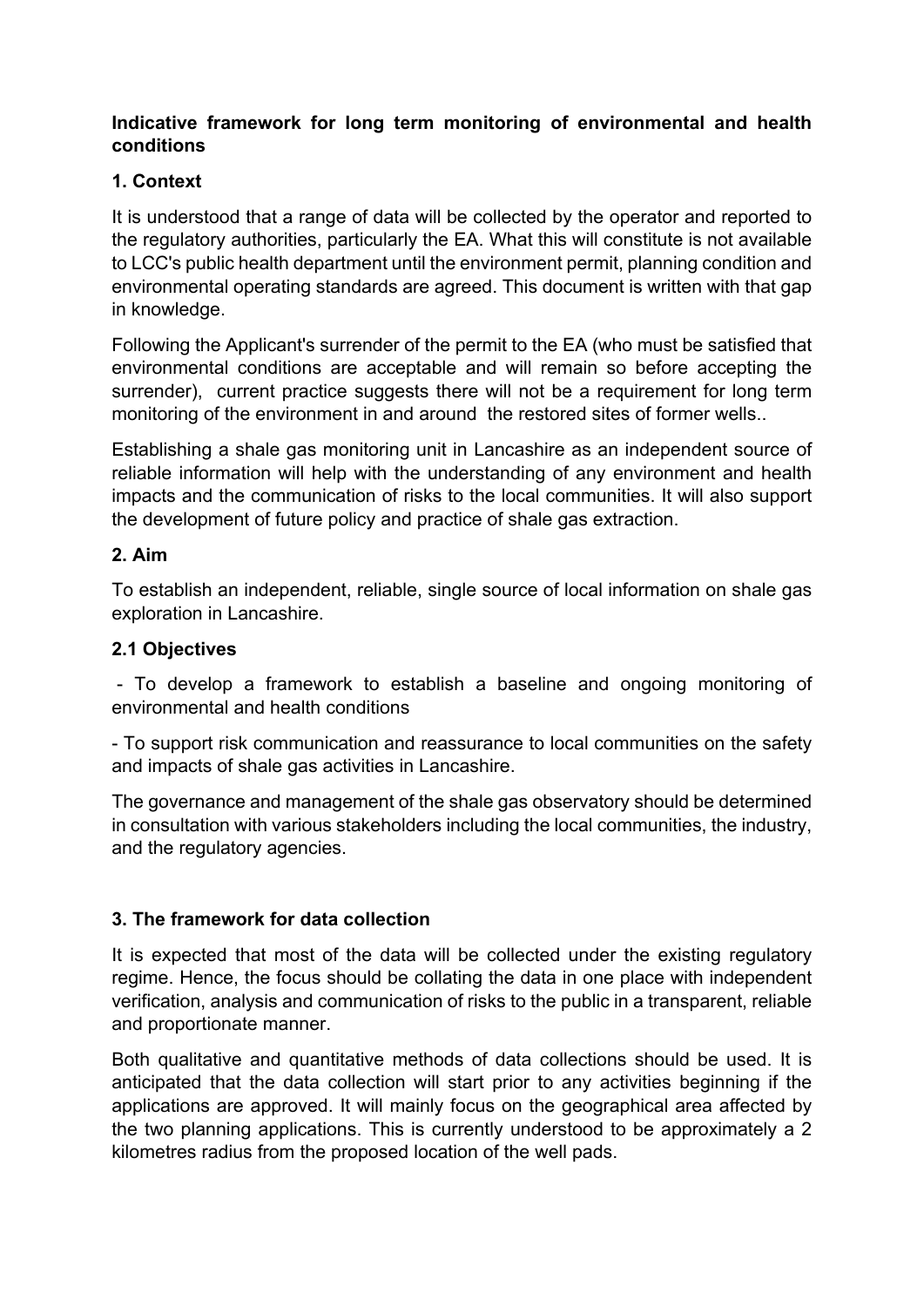**Indicative framework for long term monitoring of environmental and health conditions**

**1. Context**

It is understood that a range of data will be collected by the operator and reported to the regulatory authorities, particularly the EA. What this will constitute is not available to LCC's public health department until the environment permit, planning condition and environmental operating standards are agreed. This document is written with that gap in knowledge.

Following the Applicant's surrender of the permit to the EA (who must be satisfied that environmental conditions are acceptable and will remain so before accepting the surrender), current practice suggests there will not be a requirement for long term monitoring of the environment in and around the restored sites of former wells..

Establishing a shale gas monitoring unit in Lancashire as an independent source of reliable information will help with the understanding of any environment and health impacts and the communication of risks to the local communities. It will also support the development of future policy and practice of shale gas extraction.

**2. Aim**

To establish an independent, reliable, single source of local information on shale gas exploration in Lancashire.

**2.1 Objectives**

- To develop a framework to establish a baseline and ongoing monitoring of environmental and health conditions

- To support risk communication and reassurance to local communities on the safety and impacts of shale gas activities in Lancashire.

The governance and management of the shale gas observatory should be determined in consultation with various stakeholders including the local communities, the industry, and the regulatory agencies.

**3. The framework for data collection**

It is expected that most of the data will be collected under the existing regulatory regime. Hence, the focus should be collating the data in one place with independent verification, analysis and communication of risks to the public in a transparent, reliable and proportionate manner.

Both qualitative and quantitative methods of data collections should be used. It is anticipated that the data collection will start prior to any activities beginning if the applications are approved. It will mainly focus on the geographical area affected by the two planning applications. This is currently understood to be approximately a 2 kilometres radius from the proposed location of the well pads.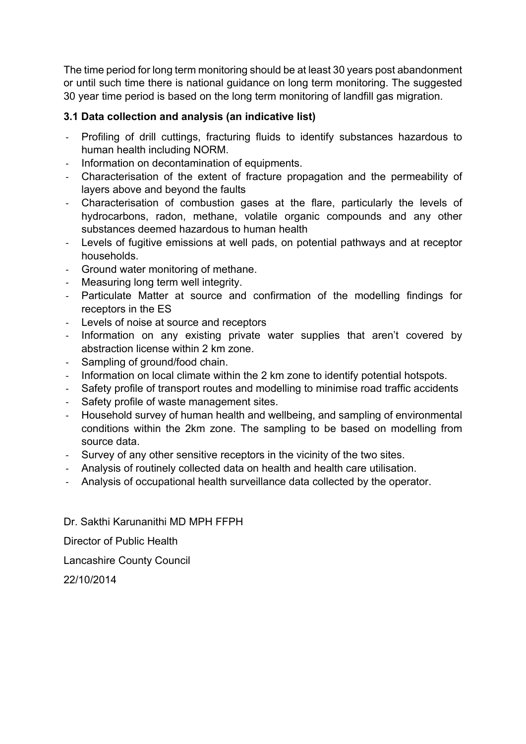The time period for long term monitoring should be at least 30 years post abandonment or until such time there is national guidance on long term monitoring. The suggested 30 year time period is based on the long term monitoring of landfill gas migration.

### 3.1 Data collection and analysis (an indicative list)

- Profiling of drill cuttings, fracturing fluids to identify substances hazardous to human health including NORM.
- Information on decontamination of equipments.
- Characterisation of the extent of fracture propagation and the permeability of layers above and beyond the faults
- Characterisation of combustion gases at the flare, particularly the levels of hydrocarbons, radon, methane, volatile organic compounds and any other substances deemed hazardous to human health
- Levels of fugitive emissions at well pads, on potential pathways and at receptor households.
- Ground water monitoring of methane.
- Measuring long term well integrity.
- Particulate Matter at source and confirmation of the modelling findings for receptors in the ES
- Levels of noise at source and receptors
- Information on any existing private water supplies that aren't covered by abstraction license within 2 km zone.
- Sampling of ground/food chain.
- Information on local climate within the 2 km zone to identify potential hotspots.
- Safety profile of transport routes and modelling to minimise road traffic accidents
- Safety profile of waste management sites.
- Household survey of human health and wellbeing, and sampling of environmental conditions within the 2km zone. The sampling to be based on modelling from source data.
- Survey of any other sensitive receptors in the vicinity of the two sites.
- Analysis of routinely collected data on health and health care utilisation.
- Analysis of occupational health surveillance data collected by the operator.

Dr. Sakthi Karunanithi MD MPH FFPH

Director of Public Health

Lancashire County Council

22/10/2014